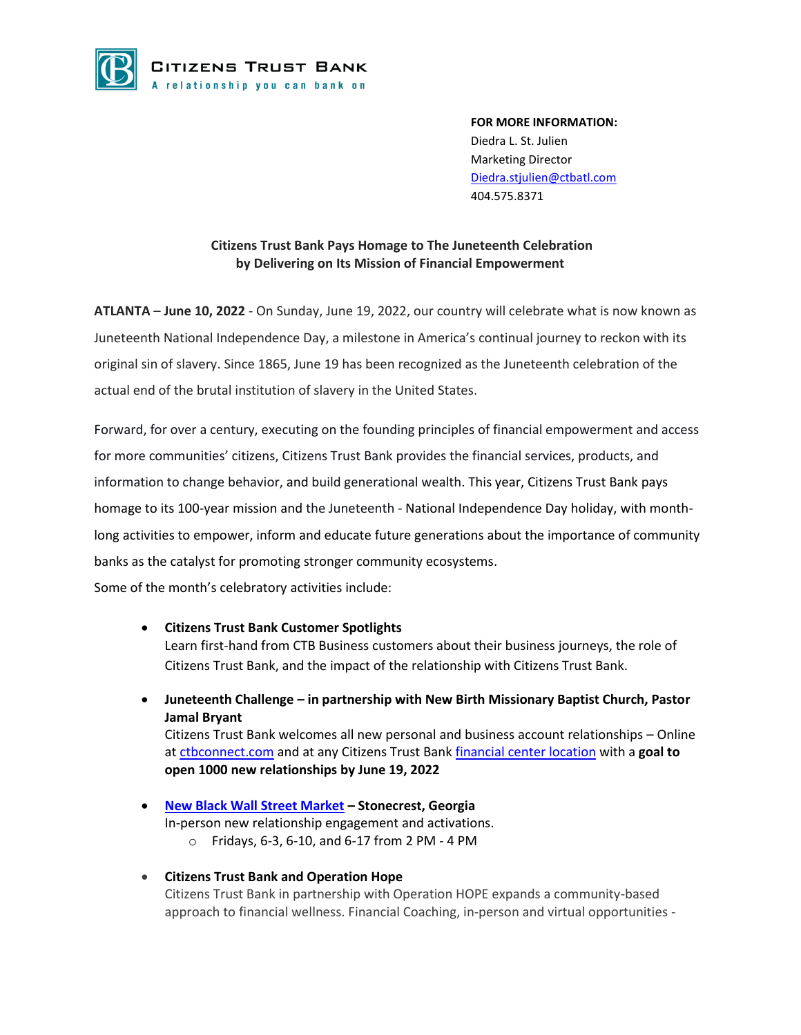**Citizens Trust Bank**
A relationship you can bank on

**FOR MORE INFORMATION:**
Diedra L. St. Julien
Marketing Director
Diedra.stjulien@ctbatl.com
404.575.8371

**Citizens Trust Bank Pays Homage to The Juneteenth Celebration by Delivering on Its Mission of Financial Empowerment**

**ATLANTA** – **June 10, 2022** - On Sunday, June 19, 2022, our country will celebrate what is now known as Juneteenth National Independence Day, a milestone in America's continual journey to reckon with its original sin of slavery. Since 1865, June 19 has been recognized as the Juneteenth celebration of the actual end of the brutal institution of slavery in the United States.

Forward, for over a century, executing on the founding principles of financial empowerment and access for more communities' citizens, Citizens Trust Bank provides the financial services, products, and information to change behavior, and build generational wealth. This year, Citizens Trust Bank pays homage to its 100-year mission and the Juneteenth - National Independence Day holiday, with month-long activities to empower, inform and educate future generations about the importance of community banks as the catalyst for promoting stronger community ecosystems.

Some of the month's celebratory activities include:

- **Citizens Trust Bank Customer Spotlights**
  Learn first-hand from CTB Business customers about their business journeys, the role of Citizens Trust Bank, and the impact of the relationship with Citizens Trust Bank.

- **Juneteenth Challenge – in partnership with New Birth Missionary Baptist Church, Pastor Jamal Bryant**
  Citizens Trust Bank welcomes all new personal and business account relationships – Online at ctbconnect.com and at any Citizens Trust Bank financial center location with a **goal to open 1000 new relationships by June 19, 2022**

- **New Black Wall Street Market – Stonecrest, Georgia**
  In-person new relationship engagement and activations.
    - Fridays, 6-3, 6-10, and 6-17 from 2 PM - 4 PM

- **Citizens Trust Bank and Operation Hope**
  Citizens Trust Bank in partnership with Operation HOPE expands a community-based approach to financial wellness. Financial Coaching, in-person and virtual opportunities -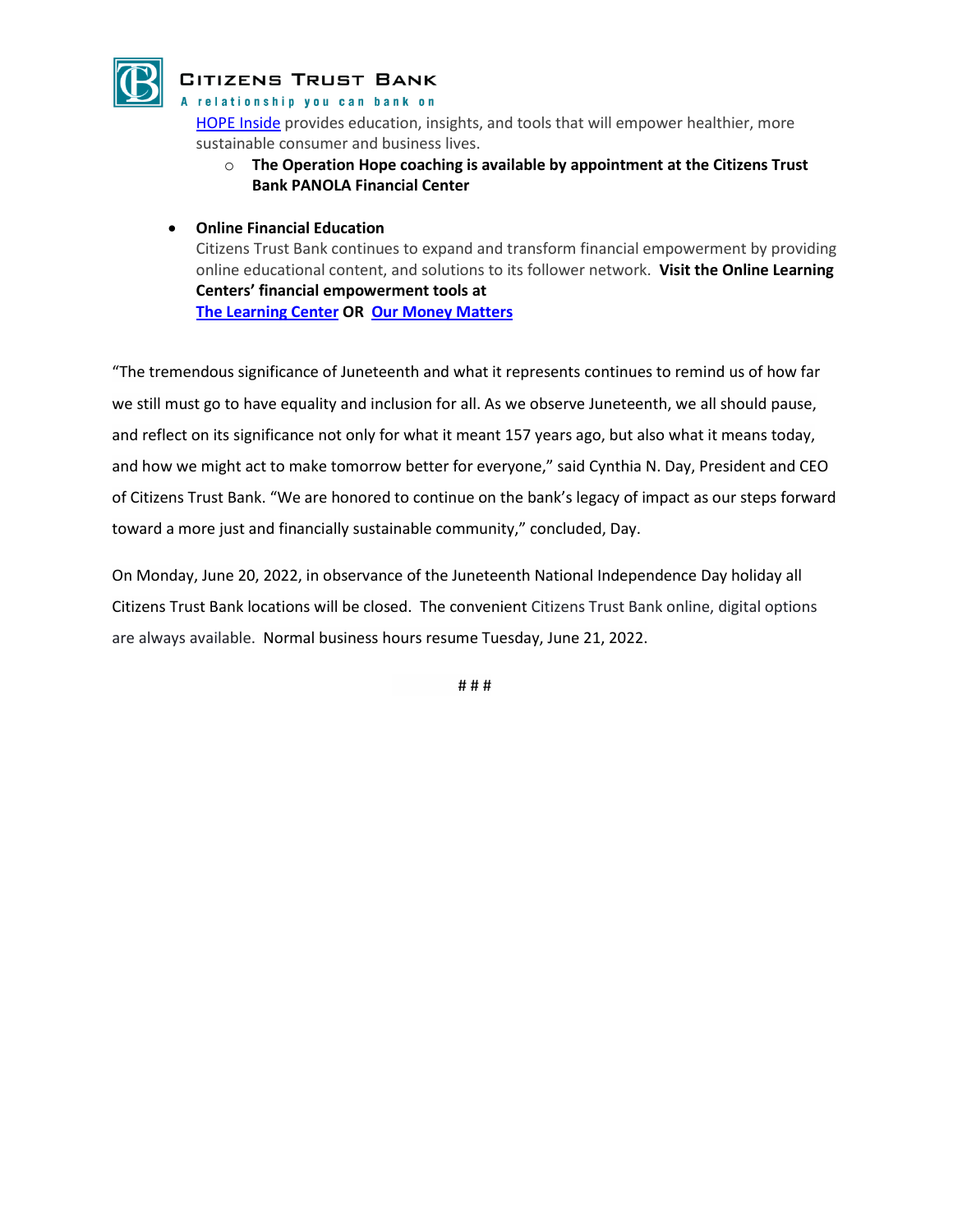HOPE Inside provides education, insights, and tools that will empower healthier, more sustainable consumer and business lives.

  - **The Operation Hope coaching is available by appointment at the Citizens Trust Bank PANOLA Financial Center**

- **Online Financial Education**
  Citizens Trust Bank continues to expand and transform financial empowerment by providing online educational content, and solutions to its follower network. **Visit the Online Learning Centers' financial empowerment tools at**
  **The Learning Center OR Our Money Matters**

"The tremendous significance of Juneteenth and what it represents continues to remind us of how far we still must go to have equality and inclusion for all. As we observe Juneteenth, we all should pause, and reflect on its significance not only for what it meant 157 years ago, but also what it means today, and how we might act to make tomorrow better for everyone," said Cynthia N. Day, President and CEO of Citizens Trust Bank. "We are honored to continue on the bank's legacy of impact as our steps forward toward a more just and financially sustainable community," concluded, Day.

On Monday, June 20, 2022, in observance of the Juneteenth National Independence Day holiday all Citizens Trust Bank locations will be closed. The convenient Citizens Trust Bank online, digital options are always available. Normal business hours resume Tuesday, June 21, 2022.

# # #